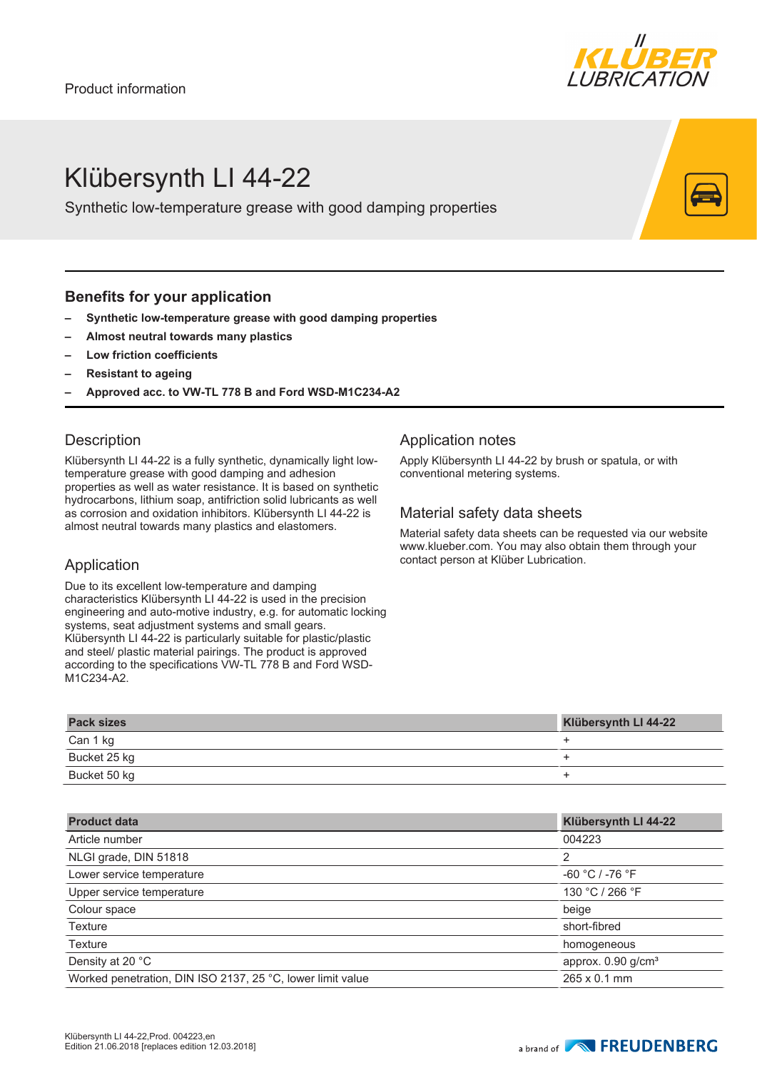Product information

# Klübersynth LI 44-22

Synthetic low-temperature grease with good damping properties

## Benefits for your application

- **Synthetic low-temperature grease with good damping properties**
- **Almost neutral towards many plastics**
- **Low friction coefficients**
- **Resistant to ageing**
- **Approved acc. to VW-TL 778 B and Ford WSD-M1C234-A2**

## Description

Klübersynth LI 44-22 is a fully synthetic, dynamically light low-temperature grease with good damping and adhesion properties as well as water resistance. It is based on synthetic hydrocarbons, lithium soap, antifriction solid lubricants as well as corrosion and oxidation inhibitors. Klübersynth LI 44-22 is almost neutral towards many plastics and elastomers.

## Application

Due to its excellent low-temperature and damping characteristics Klübersynth LI 44-22 is used in the precision engineering and auto-motive industry, e.g. for automatic locking systems, seat adjustment systems and small gears. Klübersynth LI 44-22 is particularly suitable for plastic/plastic and steel/ plastic material pairings. The product is approved according to the specifications VW-TL 778 B and Ford WSD-M1C234-A2.

## Application notes

Apply Klübersynth LI 44-22 by brush or spatula, or with conventional metering systems.

## Material safety data sheets

Material safety data sheets can be requested via our website www.klueber.com. You may also obtain them through your contact person at Klüber Lubrication.

| Pack sizes | Klübersynth LI 44-22 |
|---|---|
| Can 1 kg | + |
| Bucket 25 kg | + |
| Bucket 50 kg | + |

| Product data | Klübersynth LI 44-22 |
|---|---|
| Article number | 004223 |
| NLGI grade, DIN 51818 | 2 |
| Lower service temperature | -60 °C / -76 °F |
| Upper service temperature | 130 °C / 266 °F |
| Colour space | beige |
| Texture | short-fibred |
| Texture | homogeneous |
| Density at 20 °C | approx. 0.90 g/cm³ |
| Worked penetration, DIN ISO 2137, 25 °C, lower limit value | 265 x 0.1 mm |

Klübersynth LI 44-22,Prod. 004223,en
Edition 21.06.2018 [replaces edition 12.03.2018]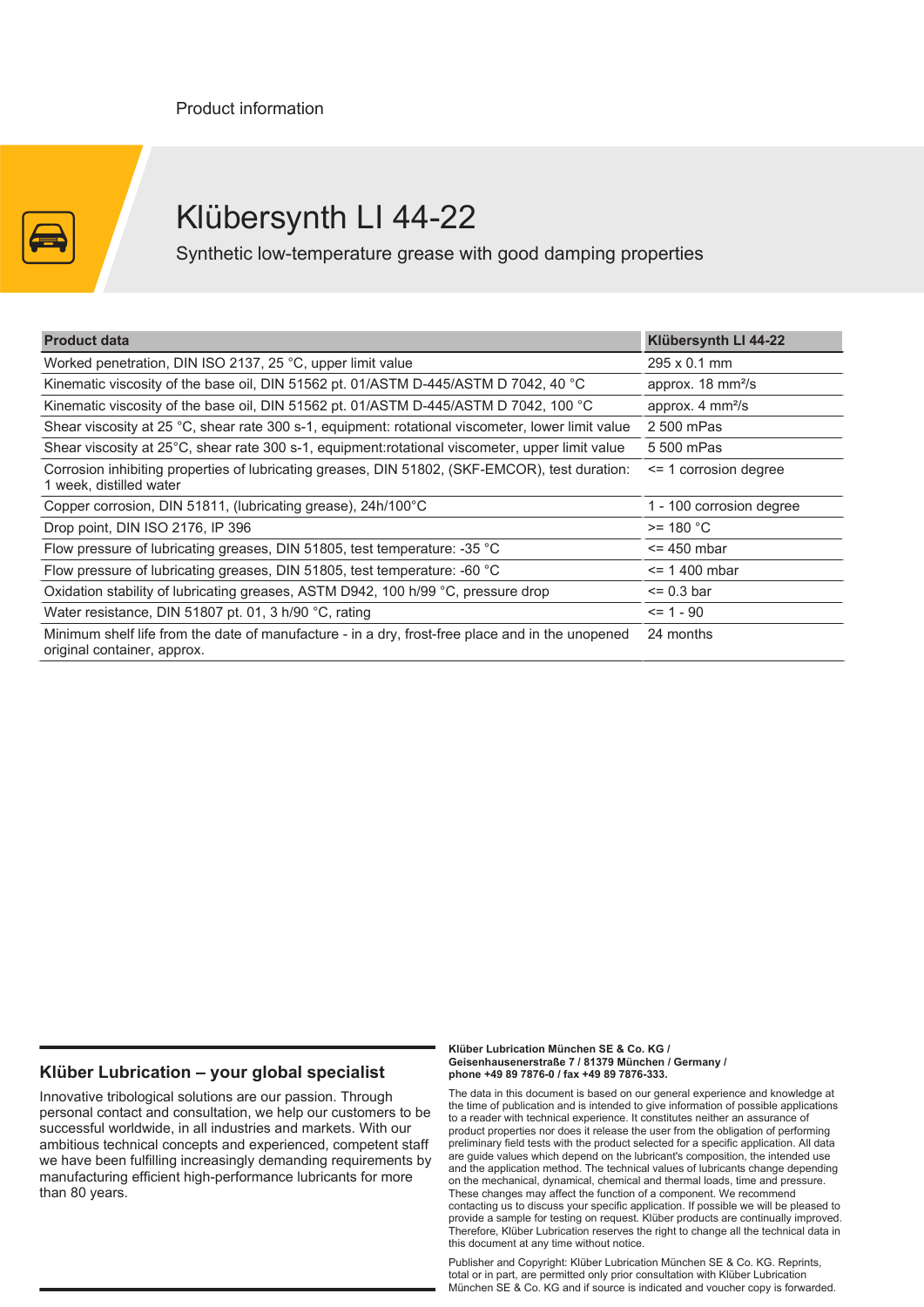Product information

# Klübersynth LI 44-22

Synthetic low-temperature grease with good damping properties

| Product data | Klübersynth LI 44-22 |
|---|---|
| Worked penetration, DIN ISO 2137, 25 °C, upper limit value | 295 x 0.1 mm |
| Kinematic viscosity of the base oil, DIN 51562 pt. 01/ASTM D-445/ASTM D 7042, 40 °C | approx. 18 mm²/s |
| Kinematic viscosity of the base oil, DIN 51562 pt. 01/ASTM D-445/ASTM D 7042, 100 °C | approx. 4 mm²/s |
| Shear viscosity at 25 °C, shear rate 300 s-1, equipment: rotational viscometer, lower limit value | 2 500 mPas |
| Shear viscosity at 25°C, shear rate 300 s-1, equipment:rotational viscometer, upper limit value | 5 500 mPas |
| Corrosion inhibiting properties of lubricating greases, DIN 51802, (SKF-EMCOR), test duration: 1 week, distilled water | <= 1 corrosion degree |
| Copper corrosion, DIN 51811, (lubricating grease), 24h/100°C | 1 - 100 corrosion degree |
| Drop point, DIN ISO 2176, IP 396 | >= 180 °C |
| Flow pressure of lubricating greases, DIN 51805, test temperature: -35 °C | <= 450 mbar |
| Flow pressure of lubricating greases, DIN 51805, test temperature: -60 °C | <= 1 400 mbar |
| Oxidation stability of lubricating greases, ASTM D942, 100 h/99 °C, pressure drop | <= 0.3 bar |
| Water resistance, DIN 51807 pt. 01, 3 h/90 °C, rating | <= 1 - 90 |
| Minimum shelf life from the date of manufacture - in a dry, frost-free place and in the unopened original container, approx. | 24 months |

## Klüber Lubrication – your global specialist

Innovative tribological solutions are our passion. Through personal contact and consultation, we help our customers to be successful worldwide, in all industries and markets. With our ambitious technical concepts and experienced, competent staff we have been fulfilling increasingly demanding requirements by manufacturing efficient high-performance lubricants for more than 80 years.

**Klüber Lubrication München SE & Co. KG / Geisenhausenerstraße 7 / 81379 München / Germany / phone +49 89 7876-0 / fax +49 89 7876-333.**

The data in this document is based on our general experience and knowledge at the time of publication and is intended to give information of possible applications to a reader with technical experience. It constitutes neither an assurance of product properties nor does it release the user from the obligation of performing preliminary field tests with the product selected for a specific application. All data are guide values which depend on the lubricant's composition, the intended use and the application method. The technical values of lubricants change depending on the mechanical, dynamical, chemical and thermal loads, time and pressure. These changes may affect the function of a component. We recommend contacting us to discuss your specific application. If possible we will be pleased to provide a sample for testing on request. Klüber products are continually improved. Therefore, Klüber Lubrication reserves the right to change all the technical data in this document at any time without notice.

Publisher and Copyright: Klüber Lubrication München SE & Co. KG. Reprints, total or in part, are permitted only prior consultation with Klüber Lubrication München SE & Co. KG and if source is indicated and voucher copy is forwarded.